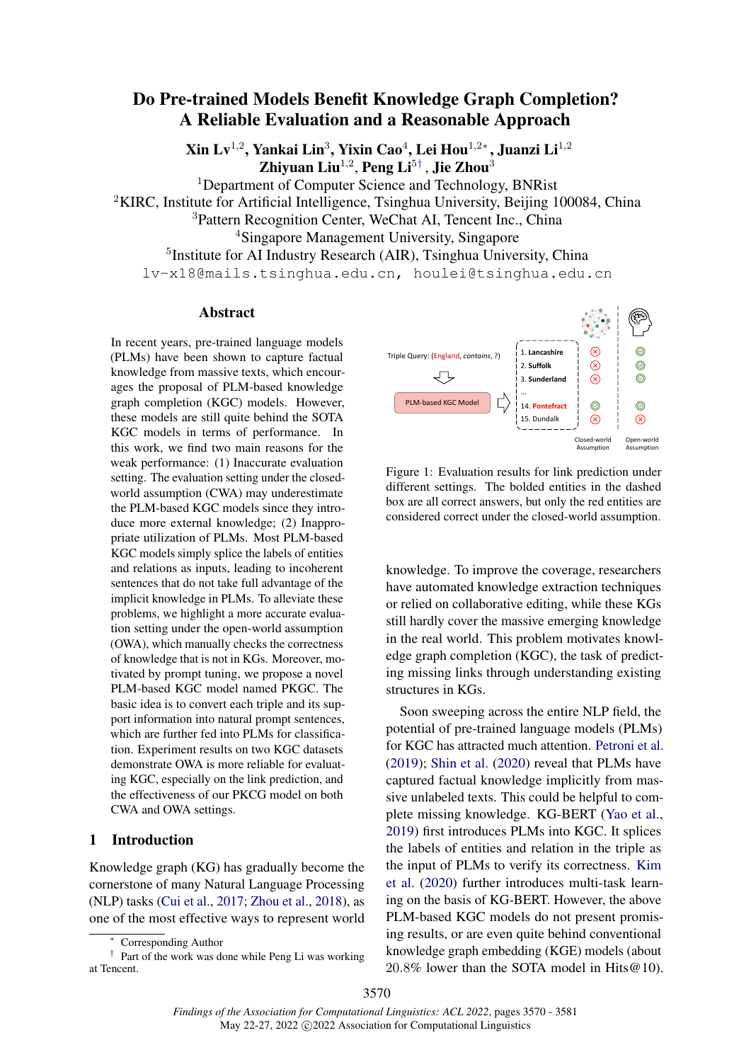# Do Pre-trained Models Benefit Knowledge Graph Completion? A Reliable Evaluation and a Reasonable Approach

**Xin Lv[1,2], Yankai Lin[3], Yixin Cao[4], Lei Hou[1,2*], Juanzi Li[1,2]**
**Zhiyuan Liu[1,2], Peng Li[5†], Jie Zhou[3]**

[1]Department of Computer Science and Technology, BNRist
[2]KIRC, Institute for Artificial Intelligence, Tsinghua University, Beijing 100084, China
[3]Pattern Recognition Center, WeChat AI, Tencent Inc., China
[4]Singapore Management University, Singapore
[5]Institute for AI Industry Research (AIR), Tsinghua University, China

lv-x18@mails.tsinghua.edu.cn, houlei@tsinghua.edu.cn

## Abstract

In recent years, pre-trained language models (PLMs) have been shown to capture factual knowledge from massive texts, which encourages the proposal of PLM-based knowledge graph completion (KGC) models. However, these models are still quite behind the SOTA KGC models in terms of performance. In this work, we find two main reasons for the weak performance: (1) Inaccurate evaluation setting. The evaluation setting under the closed-world assumption (CWA) may underestimate the PLM-based KGC models since they introduce more external knowledge; (2) Inappropriate utilization of PLMs. Most PLM-based KGC models simply splice the labels of entities and relations as inputs, leading to incoherent sentences that do not take full advantage of the implicit knowledge in PLMs. To alleviate these problems, we highlight a more accurate evaluation setting under the open-world assumption (OWA), which manually checks the correctness of knowledge that is not in KGs. Moreover, motivated by prompt tuning, we propose a novel PLM-based KGC model named PKGC. The basic idea is to convert each triple and its support information into natural prompt sentences, which are further fed into PLMs for classification. Experiment results on two KGC datasets demonstrate OWA is more reliable for evaluating KGC, especially on the link prediction, and the effectiveness of our PKCG model on both CWA and OWA settings.

## 1 Introduction

Knowledge graph (KG) has gradually become the cornerstone of many Natural Language Processing (NLP) tasks (Cui et al., 2017; Zhou et al., 2018), as one of the most effective ways to represent world knowledge. To improve the coverage, researchers have automated knowledge extraction techniques or relied on collaborative editing, while these KGs still hardly cover the massive emerging knowledge in the real world. This problem motivates knowledge graph completion (KGC), the task of predicting missing links through understanding existing structures in KGs.

Triple Query: (England, *contains*, ?)

| | Closed-world Assumption | Open-world Assumption |
|---|---|---|
| 1. **Lancashire** | ✗ | ✓ |
| 2. **Suffolk** | ✗ | ✓ |
| 3. **Sunderland** | ✗ | ✓ |
| ... | | |
| 14. **Pontefract** | ✓ | ✓ |
| 15. Dundalk | ✗ | ✗ |

Figure 1: Evaluation results for link prediction under different settings. The bolded entities in the dashed box are all correct answers, but only the red entities are considered correct under the closed-world assumption.

Soon sweeping across the entire NLP field, the potential of pre-trained language models (PLMs) for KGC has attracted much attention. Petroni et al. (2019); Shin et al. (2020) reveal that PLMs have captured factual knowledge implicitly from massive unlabeled texts. This could be helpful to complete missing knowledge. KG-BERT (Yao et al., 2019) first introduces PLMs into KGC. It splices the labels of entities and relation in the triple as the input of PLMs to verify its correctness. Kim et al. (2020) further introduces multi-task learning on the basis of KG-BERT. However, the above PLM-based KGC models do not present promising results, or are even quite behind conventional knowledge graph embedding (KGE) models (about 20.8% lower than the SOTA model in Hits@10).

* Corresponding Author
† Part of the work was done while Peng Li was working at Tencent.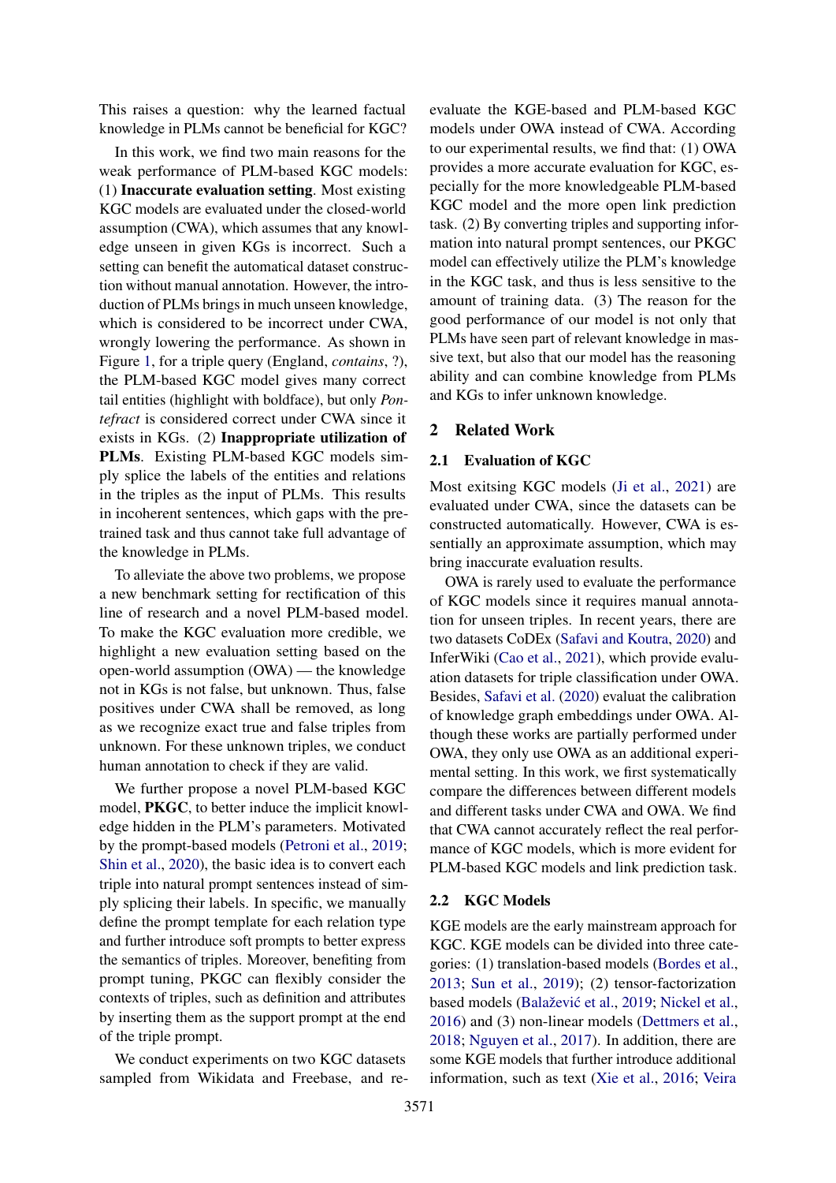This raises a question: why the learned factual knowledge in PLMs cannot be beneficial for KGC?

In this work, we find two main reasons for the weak performance of PLM-based KGC models: (1) **Inaccurate evaluation setting**. Most existing KGC models are evaluated under the closed-world assumption (CWA), which assumes that any knowledge unseen in given KGs is incorrect. Such a setting can benefit the automatical dataset construction without manual annotation. However, the introduction of PLMs brings in much unseen knowledge, which is considered to be incorrect under CWA, wrongly lowering the performance. As shown in Figure 1, for a triple query (England, *contains*, ?), the PLM-based KGC model gives many correct tail entities (highlight with boldface), but only *Pontefract* is considered correct under CWA since it exists in KGs. (2) **Inappropriate utilization of PLMs**. Existing PLM-based KGC models simply splice the labels of the entities and relations in the triples as the input of PLMs. This results in incoherent sentences, which gaps with the pre-trained task and thus cannot take full advantage of the knowledge in PLMs.

To alleviate the above two problems, we propose a new benchmark setting for rectification of this line of research and a novel PLM-based model. To make the KGC evaluation more credible, we highlight a new evaluation setting based on the open-world assumption (OWA) — the knowledge not in KGs is not false, but unknown. Thus, false positives under CWA shall be removed, as long as we recognize exact true and false triples from unknown. For these unknown triples, we conduct human annotation to check if they are valid.

We further propose a novel PLM-based KGC model, **PKGC**, to better induce the implicit knowledge hidden in the PLM's parameters. Motivated by the prompt-based models (Petroni et al., 2019; Shin et al., 2020), the basic idea is to convert each triple into natural prompt sentences instead of simply splicing their labels. In specific, we manually define the prompt template for each relation type and further introduce soft prompts to better express the semantics of triples. Moreover, benefiting from prompt tuning, PKGC can flexibly consider the contexts of triples, such as definition and attributes by inserting them as the support prompt at the end of the triple prompt.

We conduct experiments on two KGC datasets sampled from Wikidata and Freebase, and reevaluate the KGE-based and PLM-based KGC models under OWA instead of CWA. According to our experimental results, we find that: (1) OWA provides a more accurate evaluation for KGC, especially for the more knowledgeable PLM-based KGC model and the more open link prediction task. (2) By converting triples and supporting information into natural prompt sentences, our PKGC model can effectively utilize the PLM's knowledge in the KGC task, and thus is less sensitive to the amount of training data. (3) The reason for the good performance of our model is not only that PLMs have seen part of relevant knowledge in massive text, but also that our model has the reasoning ability and can combine knowledge from PLMs and KGs to infer unknown knowledge.

## 2 Related Work

### 2.1 Evaluation of KGC

Most exitsing KGC models (Ji et al., 2021) are evaluated under CWA, since the datasets can be constructed automatically. However, CWA is essentially an approximate assumption, which may bring inaccurate evaluation results.

OWA is rarely used to evaluate the performance of KGC models since it requires manual annotation for unseen triples. In recent years, there are two datasets CoDEx (Safavi and Koutra, 2020) and InferWiki (Cao et al., 2021), which provide evaluation datasets for triple classification under OWA. Besides, Safavi et al. (2020) evaluat the calibration of knowledge graph embeddings under OWA. Although these works are partially performed under OWA, they only use OWA as an additional experimental setting. In this work, we first systematically compare the differences between different models and different tasks under CWA and OWA. We find that CWA cannot accurately reflect the real performance of KGC models, which is more evident for PLM-based KGC models and link prediction task.

### 2.2 KGC Models

KGE models are the early mainstream approach for KGC. KGE models can be divided into three categories: (1) translation-based models (Bordes et al., 2013; Sun et al., 2019); (2) tensor-factorization based models (Balažević et al., 2019; Nickel et al., 2016) and (3) non-linear models (Dettmers et al., 2018; Nguyen et al., 2017). In addition, there are some KGE models that further introduce additional information, such as text (Xie et al., 2016; Veira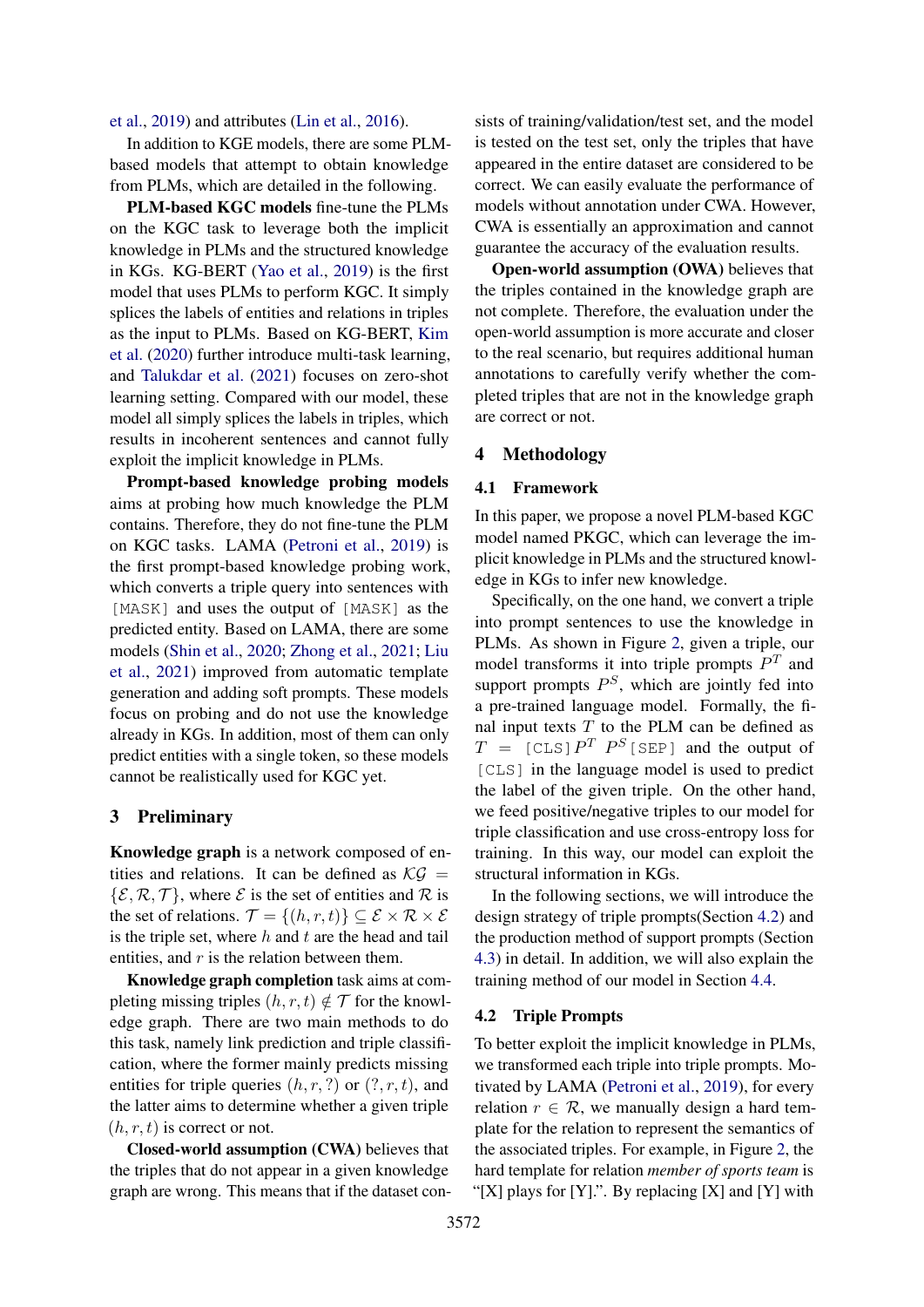et al., 2019) and attributes (Lin et al., 2016).

In addition to KGE models, there are some PLM-based models that attempt to obtain knowledge from PLMs, which are detailed in the following.

**PLM-based KGC models** fine-tune the PLMs on the KGC task to leverage both the implicit knowledge in PLMs and the structured knowledge in KGs. KG-BERT (Yao et al., 2019) is the first model that uses PLMs to perform KGC. It simply splices the labels of entities and relations in triples as the input to PLMs. Based on KG-BERT, Kim et al. (2020) further introduce multi-task learning, and Talukdar et al. (2021) focuses on zero-shot learning setting. Compared with our model, these model all simply splices the labels in triples, which results in incoherent sentences and cannot fully exploit the implicit knowledge in PLMs.

**Prompt-based knowledge probing models** aims at probing how much knowledge the PLM contains. Therefore, they do not fine-tune the PLM on KGC tasks. LAMA (Petroni et al., 2019) is the first prompt-based knowledge probing work, which converts a triple query into sentences with `[MASK]` and uses the output of `[MASK]` as the predicted entity. Based on LAMA, there are some models (Shin et al., 2020; Zhong et al., 2021; Liu et al., 2021) improved from automatic template generation and adding soft prompts. These models focus on probing and do not use the knowledge already in KGs. In addition, most of them can only predict entities with a single token, so these models cannot be realistically used for KGC yet.

## 3 Preliminary

**Knowledge graph** is a network composed of entities and relations. It can be defined as $\mathcal{KG} = \{\mathcal{E}, \mathcal{R}, \mathcal{T}\}$, where $\mathcal{E}$ is the set of entities and $\mathcal{R}$ is the set of relations. $\mathcal{T} = \{(h, r, t)\} \subseteq \mathcal{E} \times \mathcal{R} \times \mathcal{E}$ is the triple set, where $h$ and $t$ are the head and tail entities, and $r$ is the relation between them.

**Knowledge graph completion** task aims at completing missing triples $(h, r, t) \notin \mathcal{T}$ for the knowledge graph. There are two main methods to do this task, namely link prediction and triple classification, where the former mainly predicts missing entities for triple queries $(h, r, ?)$ or $(?, r, t)$, and the latter aims to determine whether a given triple $(h, r, t)$ is correct or not.

**Closed-world assumption (CWA)** believes that the triples that do not appear in a given knowledge graph are wrong. This means that if the dataset consists of training/validation/test set, and the model is tested on the test set, only the triples that have appeared in the entire dataset are considered to be correct. We can easily evaluate the performance of models without annotation under CWA. However, CWA is essentially an approximation and cannot guarantee the accuracy of the evaluation results.

**Open-world assumption (OWA)** believes that the triples contained in the knowledge graph are not complete. Therefore, the evaluation under the open-world assumption is more accurate and closer to the real scenario, but requires additional human annotations to carefully verify whether the completed triples that are not in the knowledge graph are correct or not.

## 4 Methodology

### 4.1 Framework

In this paper, we propose a novel PLM-based KGC model named PKGC, which can leverage the implicit knowledge in PLMs and the structured knowledge in KGs to infer new knowledge.

Specifically, on the one hand, we convert a triple into prompt sentences to use the knowledge in PLMs. As shown in Figure 2, given a triple, our model transforms it into triple prompts $P^T$ and support prompts $P^S$, which are jointly fed into a pre-trained language model. Formally, the final input texts $T$ to the PLM can be defined as $T$ = `[CLS]` $P^T$ $P^S$ `[SEP]` and the output of `[CLS]` in the language model is used to predict the label of the given triple. On the other hand, we feed positive/negative triples to our model for triple classification and use cross-entropy loss for training. In this way, our model can exploit the structural information in KGs.

In the following sections, we will introduce the design strategy of triple prompts(Section 4.2) and the production method of support prompts (Section 4.3) in detail. In addition, we will also explain the training method of our model in Section 4.4.

### 4.2 Triple Prompts

To better exploit the implicit knowledge in PLMs, we transformed each triple into triple prompts. Motivated by LAMA (Petroni et al., 2019), for every relation $r \in \mathcal{R}$, we manually design a hard template for the relation to represent the semantics of the associated triples. For example, in Figure 2, the hard template for relation *member of sports team* is "[X] plays for [Y].". By replacing [X] and [Y] with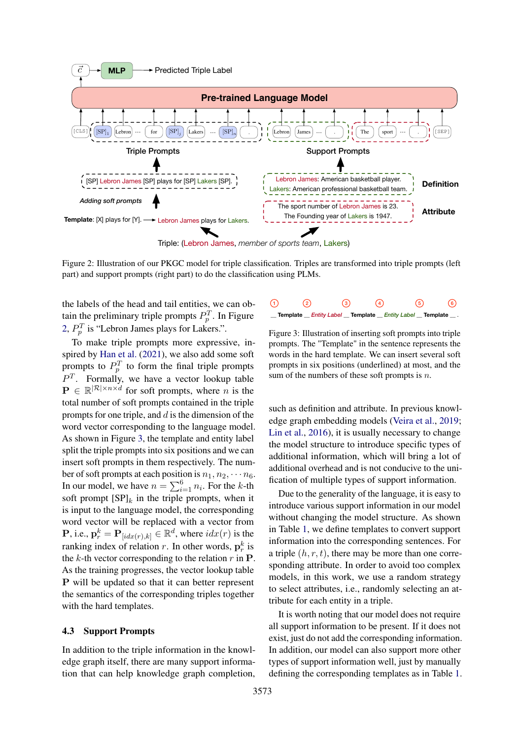Figure 2: Illustration of our PKGC model for triple classification. Triples are transformed into triple prompts (left part) and support prompts (right part) to do the classification using PLMs.

the labels of the head and tail entities, we can obtain the preliminary triple prompts $P_p^T$. In Figure 2, $P_p^T$ is "Lebron James plays for Lakers.".

To make triple prompts more expressive, inspired by Han et al. (2021), we also add some soft prompts to $P_p^T$ to form the final triple prompts $P^T$. Formally, we have a vector lookup table $\mathbf{P} \in \mathbb{R}^{|\mathcal{R}| \times n \times d}$ for soft prompts, where $n$ is the total number of soft prompts contained in the triple prompts for one triple, and $d$ is the dimension of the word vector corresponding to the language model. As shown in Figure 3, the template and entity label split the triple prompts into six positions and we can insert soft prompts in them respectively. The number of soft prompts at each position is $n_1, n_2, \cdots n_6$. In our model, we have $n = \sum_{i=1}^{6} n_i$. For the $k$-th soft prompt $[\text{SP}]_k$ in the triple prompts, when it is input to the language model, the corresponding word vector will be replaced with a vector from $\mathbf{P}$, i.e., $\mathbf{p}_r^k = \mathbf{P}_{[idx(r),k]} \in \mathbb{R}^d$, where $idx(r)$ is the ranking index of relation $r$. In other words, $\mathbf{p}_r^k$ is the $k$-th vector corresponding to the relation $r$ in $\mathbf{P}$. As the training progresses, the vector lookup table $\mathbf{P}$ will be updated so that it can better represent the semantics of the corresponding triples together with the hard templates.

## 4.3 Support Prompts

In addition to the triple information in the knowledge graph itself, there are many support information that can help knowledge graph completion, such as definition and attribute. In previous knowledge graph embedding models (Veira et al., 2019; Lin et al., 2016), it is usually necessary to change the model structure to introduce specific types of additional information, which will bring a lot of additional overhead and is not conducive to the unification of multiple types of support information.

Figure 3: Illustration of inserting soft prompts into triple prompts. The "Template" in the sentence represents the words in the hard template. We can insert several soft prompts in six positions (underlined) at most, and the sum of the numbers of these soft prompts is $n$.

Due to the generality of the language, it is easy to introduce various support information in our model without changing the model structure. As shown in Table 1, we define templates to convert support information into the corresponding sentences. For a triple $(h, r, t)$, there may be more than one corresponding attribute. In order to avoid too complex models, in this work, we use a random strategy to select attributes, i.e., randomly selecting an attribute for each entity in a triple.

It is worth noting that our model does not require all support information to be present. If it does not exist, just do not add the corresponding information. In addition, our model can also support more other types of support information well, just by manually defining the corresponding templates as in Table 1.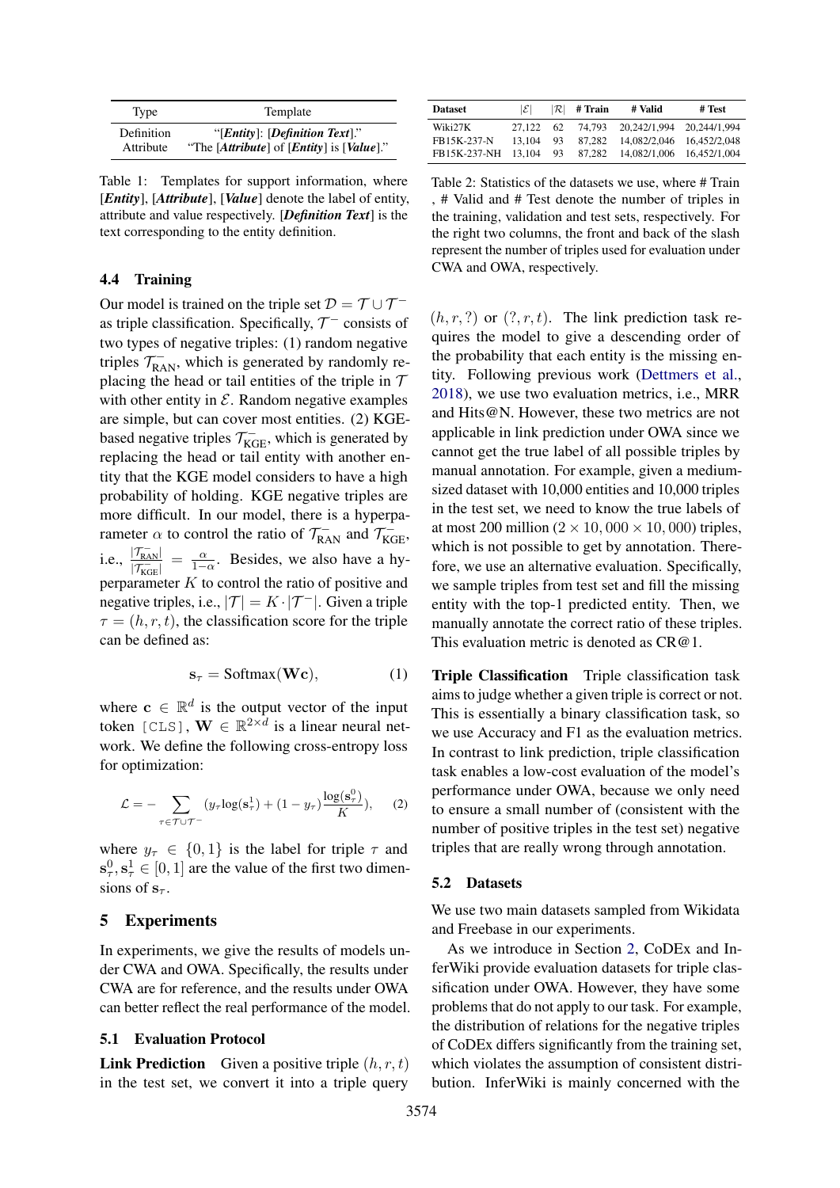| Type | Template |
|---|---|
| Definition | "[***Entity***]: [***Definition Text***]." |
| Attribute | "The [***Attribute***] of [***Entity***] is [***Value***]." |

Table 1: Templates for support information, where [***Entity***], [***Attribute***], [***Value***] denote the label of entity, attribute and value respectively. [***Definition Text***] is the text corresponding to the entity definition.

### 4.4 Training

Our model is trained on the triple set $\mathcal{D} = \mathcal{T} \cup \mathcal{T}^-$ as triple classification. Specifically, $\mathcal{T}^-$ consists of two types of negative triples: (1) random negative triples $\mathcal{T}^-_{\text{RAN}}$, which is generated by randomly replacing the head or tail entities of the triple in $\mathcal{T}$ with other entity in $\mathcal{E}$. Random negative examples are simple, but can cover most entities. (2) KGE-based negative triples $\mathcal{T}^-_{\text{KGE}}$, which is generated by replacing the head or tail entity with another entity that the KGE model considers to have a high probability of holding. KGE negative triples are more difficult. In our model, there is a hyperparameter $\alpha$ to control the ratio of $\mathcal{T}^-_{\text{RAN}}$ and $\mathcal{T}^-_{\text{KGE}}$, i.e., $\frac{|\mathcal{T}^-_{\text{RAN}}|}{|\mathcal{T}^-_{\text{KGE}}|} = \frac{\alpha}{1-\alpha}$. Besides, we also have a hyperparameter $K$ to control the ratio of positive and negative triples, i.e., $|\mathcal{T}| = K \cdot |\mathcal{T}^-|$. Given a triple $\tau = (h, r, t)$, the classification score for the triple can be defined as:

$$\mathbf{s}_\tau = \text{Softmax}(\mathbf{W}\mathbf{c}), \tag{1}$$

where $\mathbf{c} \in \mathbb{R}^d$ is the output vector of the input token `[CLS]`, $\mathbf{W} \in \mathbb{R}^{2\times d}$ is a linear neural network. We define the following cross-entropy loss for optimization:

$$\mathcal{L} = -\sum_{\tau \in \mathcal{T} \cup \mathcal{T}^-} (y_\tau \log(\mathbf{s}^1_\tau) + (1 - y_\tau)\frac{\log(\mathbf{s}^0_\tau)}{K}), \tag{2}$$

where $y_\tau \in \{0, 1\}$ is the label for triple $\tau$ and $\mathbf{s}^0_\tau, \mathbf{s}^1_\tau \in [0, 1]$ are the value of the first two dimensions of $\mathbf{s}_\tau$.

## 5 Experiments

In experiments, we give the results of models under CWA and OWA. Specifically, the results under CWA are for reference, and the results under OWA can better reflect the real performance of the model.

### 5.1 Evaluation Protocol

**Link Prediction** Given a positive triple $(h, r, t)$ in the test set, we convert it into a triple query $(h, r, ?)$ or $(?, r, t)$. The link prediction task requires the model to give a descending order of the probability that each entity is the missing entity. Following previous work (Dettmers et al., 2018), we use two evaluation metrics, i.e., MRR and Hits@N. However, these two metrics are not applicable in link prediction under OWA since we cannot get the true label of all possible triples by manual annotation. For example, given a medium-sized dataset with 10,000 entities and 10,000 triples in the test set, we need to know the true labels of at most 200 million ($2 \times 10,000 \times 10,000$) triples, which is not possible to get by annotation. Therefore, we use an alternative evaluation. Specifically, we sample triples from test set and fill the missing entity with the top-1 predicted entity. Then, we manually annotate the correct ratio of these triples. This evaluation metric is denoted as CR@1.

| Dataset | $\lvert\mathcal{E}\rvert$ | $\lvert\mathcal{R}\rvert$ | # Train | # Valid | # Test |
|---|---|---|---|---|---|
| Wiki27K | 27,122 | 62 | 74,793 | 20,242/1,994 | 20,244/1,994 |
| FB15K-237-N | 13,104 | 93 | 87,282 | 14,082/2,046 | 16,452/2,048 |
| FB15K-237-NH | 13,104 | 93 | 87,282 | 14,082/1,006 | 16,452/1,004 |

Table 2: Statistics of the datasets we use, where # Train , # Valid and # Test denote the number of triples in the training, validation and test sets, respectively. For the right two columns, the front and back of the slash represent the number of triples used for evaluation under CWA and OWA, respectively.

**Triple Classification** Triple classification task aims to judge whether a given triple is correct or not. This is essentially a binary classification task, so we use Accuracy and F1 as the evaluation metrics. In contrast to link prediction, triple classification task enables a low-cost evaluation of the model's performance under OWA, because we only need to ensure a small number of (consistent with the number of positive triples in the test set) negative triples that are really wrong through annotation.

### 5.2 Datasets

We use two main datasets sampled from Wikidata and Freebase in our experiments.

As we introduce in Section 2, CoDEx and InferWiki provide evaluation datasets for triple classification under OWA. However, they have some problems that do not apply to our task. For example, the distribution of relations for the negative triples of CoDEx differs significantly from the training set, which violates the assumption of consistent distribution. InferWiki is mainly concerned with the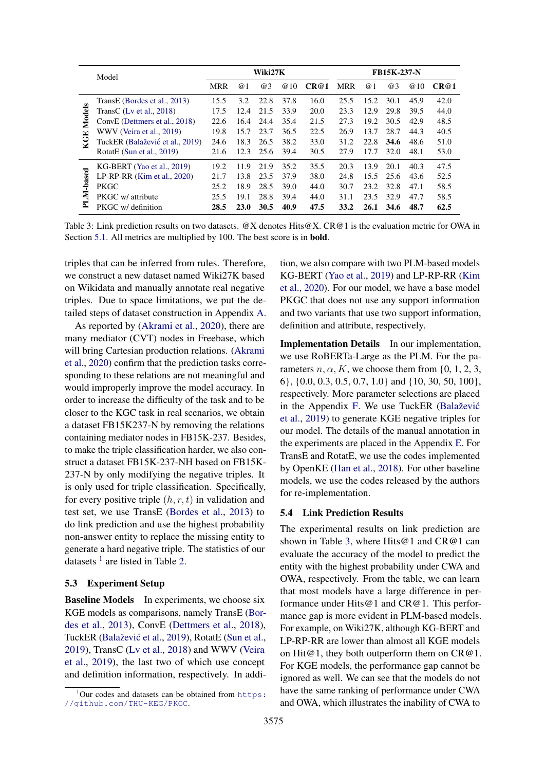| | Model | Wiki27K | | | | | FB15K-237-N | | | | |
|---|---|---|---|---|---|---|---|---|---|---|---|
| | | MRR | @1 | @3 | @10 | **CR@1** | MRR | @1 | @3 | @10 | **CR@1** |
| KGE Models | TransE (Bordes et al., 2013) | 15.5 | 3.2 | 22.8 | 37.8 | 16.0 | 25.5 | 15.2 | 30.1 | 45.9 | 42.0 |
| | TransC (Lv et al., 2018) | 17.5 | 12.4 | 21.5 | 33.9 | 20.0 | 23.3 | 12.9 | 29.8 | 39.5 | 44.0 |
| | ConvE (Dettmers et al., 2018) | 22.6 | 16.4 | 24.4 | 35.4 | 21.5 | 27.3 | 19.2 | 30.5 | 42.9 | 48.5 |
| | WWV (Veira et al., 2019) | 19.8 | 15.7 | 23.7 | 36.5 | 22.5 | 26.9 | 13.7 | 28.7 | 44.3 | 40.5 |
| | TuckER (Balažević et al., 2019) | 24.6 | 18.3 | 26.5 | 38.2 | 33.0 | 31.2 | 22.8 | **34.6** | 48.6 | 51.0 |
| | RotatE (Sun et al., 2019) | 21.6 | 12.3 | 25.6 | 39.4 | 30.5 | 27.9 | 17.7 | 32.0 | 48.1 | 53.0 |
| PLM-based | KG-BERT (Yao et al., 2019) | 19.2 | 11.9 | 21.9 | 35.2 | 35.5 | 20.3 | 13.9 | 20.1 | 40.3 | 47.5 |
| | LP-RP-RR (Kim et al., 2020) | 21.7 | 13.8 | 23.5 | 37.9 | 38.0 | 24.8 | 15.5 | 25.6 | 43.6 | 52.5 |
| | PKGC | 25.2 | 18.9 | 28.5 | 39.0 | 44.0 | 30.7 | 23.2 | 32.8 | 47.1 | 58.5 |
| | PKGC w/ attribute | 25.5 | 19.1 | 28.8 | 39.4 | 44.0 | 31.1 | 23.5 | 32.9 | 47.7 | 58.5 |
| | PKGC w/ definition | **28.5** | **23.0** | **30.5** | **40.9** | **47.5** | **33.2** | **26.1** | **34.6** | **48.7** | **62.5** |

Table 3: Link prediction results on two datasets. @X denotes Hits@X. CR@1 is the evaluation metric for OWA in Section 5.1. All metrics are multiplied by 100. The best score is in **bold**.

triples that can be inferred from rules. Therefore, we construct a new dataset named Wiki27K based on Wikidata and manually annotate real negative triples. Due to space limitations, we put the detailed steps of dataset construction in Appendix A.

As reported by (Akrami et al., 2020), there are many mediator (CVT) nodes in Freebase, which will bring Cartesian production relations. (Akrami et al., 2020) confirm that the prediction tasks corresponding to these relations are not meaningful and would improperly improve the model accuracy. In order to increase the difficulty of the task and to be closer to the KGC task in real scenarios, we obtain a dataset FB15K237-N by removing the relations containing mediator nodes in FB15K-237. Besides, to make the triple classification harder, we also construct a dataset FB15K-237-NH based on FB15K-237-N by only modifying the negative triples. It is only used for triple classification. Specifically, for every positive triple $(h, r, t)$ in validation and test set, we use TransE (Bordes et al., 2013) to do link prediction and use the highest probability non-answer entity to replace the missing entity to generate a hard negative triple. The statistics of our datasets [1] are listed in Table 2.

## 5.3 Experiment Setup

**Baseline Models** In experiments, we choose six KGE models as comparisons, namely TransE (Bordes et al., 2013), ConvE (Dettmers et al., 2018), TuckER (Balažević et al., 2019), RotatE (Sun et al., 2019), TransC (Lv et al., 2018) and WWV (Veira et al., 2019), the last two of which use concept and definition information, respectively. In addition, we also compare with two PLM-based models KG-BERT (Yao et al., 2019) and LP-RP-RR (Kim et al., 2020). For our model, we have a base model PKGC that does not use any support information and two variants that use two support information, definition and attribute, respectively.

**Implementation Details** In our implementation, we use RoBERTa-Large as the PLM. For the parameters $n, \alpha, K$, we choose them from {0, 1, 2, 3, 6}, {0.0, 0.3, 0.5, 0.7, 1.0} and {10, 30, 50, 100}, respectively. More parameter selections are placed in the Appendix F. We use TuckER (Balažević et al., 2019) to generate KGE negative triples for our model. The details of the manual annotation in the experiments are placed in the Appendix E. For TransE and RotatE, we use the codes implemented by OpenKE (Han et al., 2018). For other baseline models, we use the codes released by the authors for re-implementation.

## 5.4 Link Prediction Results

The experimental results on link prediction are shown in Table 3, where Hits@1 and CR@1 can evaluate the accuracy of the model to predict the entity with the highest probability under CWA and OWA, respectively. From the table, we can learn that most models have a large difference in performance under Hits@1 and CR@1. This performance gap is more evident in PLM-based models. For example, on Wiki27K, although KG-BERT and LP-RP-RR are lower than almost all KGE models on Hit@1, they both outperform them on CR@1. For KGE models, the performance gap cannot be ignored as well. We can see that the models do not have the same ranking of performance under CWA and OWA, which illustrates the inability of CWA to

[1] Our codes and datasets can be obtained from https://github.com/THU-KEG/PKGC.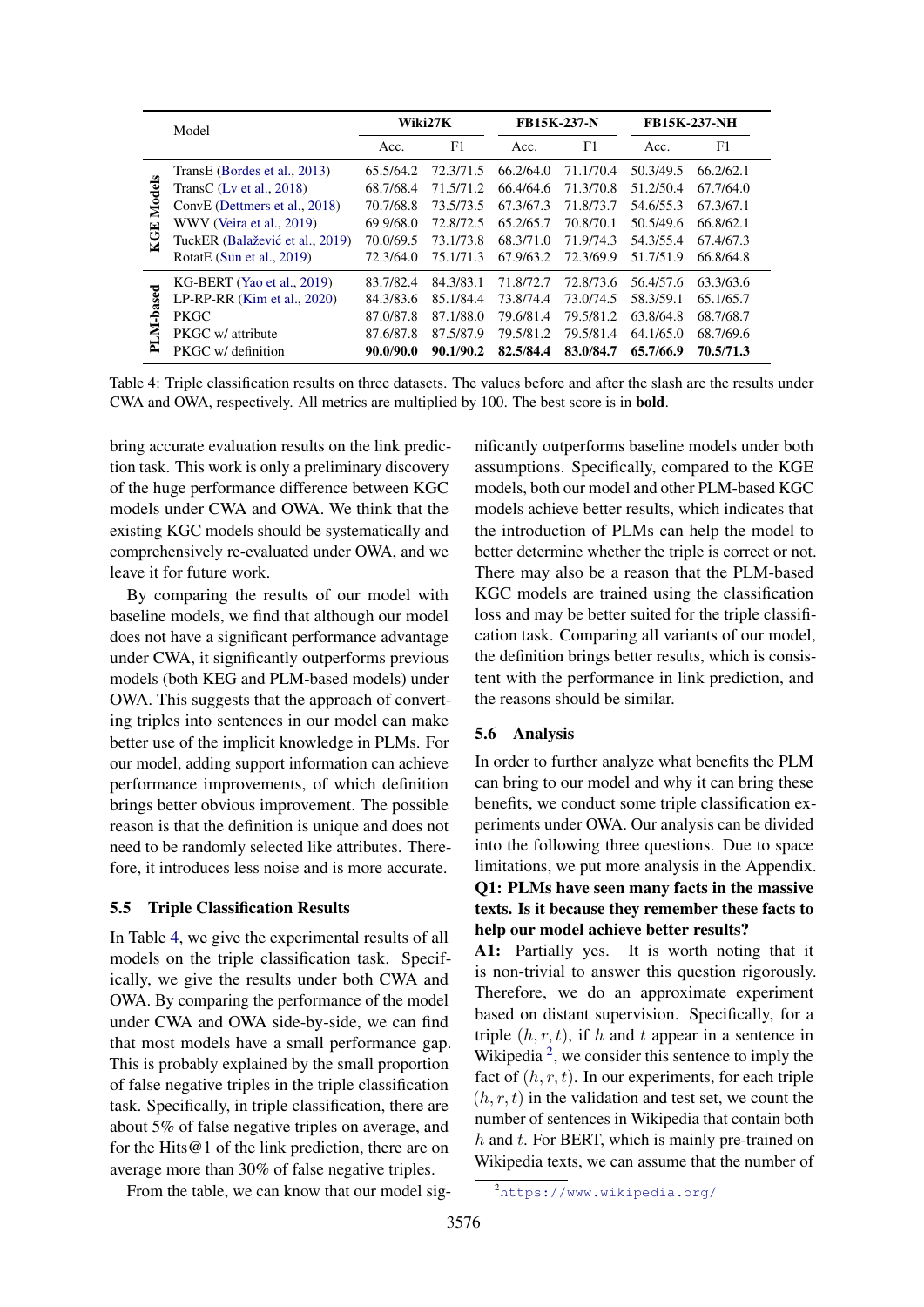| | Model | Wiki27K | | FB15K-237-N | | FB15K-237-NH | |
|---|---|---|---|---|---|---|---|
| | | Acc. | F1 | Acc. | F1 | Acc. | F1 |
| KGE Models | TransE (Bordes et al., 2013) | 65.5/64.2 | 72.3/71.5 | 66.2/64.0 | 71.1/70.4 | 50.3/49.5 | 66.2/62.1 |
| | TransC (Lv et al., 2018) | 68.7/68.4 | 71.5/71.2 | 66.4/64.6 | 71.3/70.8 | 51.2/50.4 | 67.7/64.0 |
| | ConvE (Dettmers et al., 2018) | 70.7/68.8 | 73.5/73.5 | 67.3/67.3 | 71.8/73.7 | 54.6/55.3 | 67.3/67.1 |
| | WWV (Veira et al., 2019) | 69.9/68.0 | 72.8/72.5 | 65.2/65.7 | 70.8/70.1 | 50.5/49.6 | 66.8/62.1 |
| | TuckER (Balažević et al., 2019) | 70.0/69.5 | 73.1/73.8 | 68.3/71.0 | 71.9/74.3 | 54.3/55.4 | 67.4/67.3 |
| | RotatE (Sun et al., 2019) | 72.3/64.0 | 75.1/71.3 | 67.9/63.2 | 72.3/69.9 | 51.7/51.9 | 66.8/64.8 |
| PLM-based | KG-BERT (Yao et al., 2019) | 83.7/82.4 | 84.3/83.1 | 71.8/72.7 | 72.8/73.6 | 56.4/57.6 | 63.3/63.6 |
| | LP-RP-RR (Kim et al., 2020) | 84.3/83.6 | 85.1/84.4 | 73.8/74.4 | 73.0/74.5 | 58.3/59.1 | 65.1/65.7 |
| | PKGC | 87.0/87.8 | 87.1/88.0 | 79.6/81.4 | 79.5/81.2 | 63.8/64.8 | 68.7/68.7 |
| | PKGC w/ attribute | 87.6/87.8 | 87.5/87.9 | 79.5/81.2 | 79.5/81.4 | 64.1/65.0 | 68.7/69.6 |
| | PKGC w/ definition | **90.0/90.0** | **90.1/90.2** | **82.5/84.4** | **83.0/84.7** | **65.7/66.9** | **70.5/71.3** |

Table 4: Triple classification results on three datasets. The values before and after the slash are the results under CWA and OWA, respectively. All metrics are multiplied by 100. The best score is in **bold**.

bring accurate evaluation results on the link prediction task. This work is only a preliminary discovery of the huge performance difference between KGC models under CWA and OWA. We think that the existing KGC models should be systematically and comprehensively re-evaluated under OWA, and we leave it for future work.

By comparing the results of our model with baseline models, we find that although our model does not have a significant performance advantage under CWA, it significantly outperforms previous models (both KEG and PLM-based models) under OWA. This suggests that the approach of converting triples into sentences in our model can make better use of the implicit knowledge in PLMs. For our model, adding support information can achieve performance improvements, of which definition brings better obvious improvement. The possible reason is that the definition is unique and does not need to be randomly selected like attributes. Therefore, it introduces less noise and is more accurate.

### 5.5 Triple Classification Results

In Table 4, we give the experimental results of all models on the triple classification task. Specifically, we give the results under both CWA and OWA. By comparing the performance of the model under CWA and OWA side-by-side, we can find that most models have a small performance gap. This is probably explained by the small proportion of false negative triples in the triple classification task. Specifically, in triple classification, there are about 5% of false negative triples on average, and for the Hits@1 of the link prediction, there are on average more than 30% of false negative triples.

From the table, we can know that our model significantly outperforms baseline models under both assumptions. Specifically, compared to the KGE models, both our model and other PLM-based KGC models achieve better results, which indicates that the introduction of PLMs can help the model to better determine whether the triple is correct or not. There may also be a reason that the PLM-based KGC models are trained using the classification loss and may be better suited for the triple classification task. Comparing all variants of our model, the definition brings better results, which is consistent with the performance in link prediction, and the reasons should be similar.

### 5.6 Analysis

In order to further analyze what benefits the PLM can bring to our model and why it can bring these benefits, we conduct some triple classification experiments under OWA. Our analysis can be divided into the following three questions. Due to space limitations, we put more analysis in the Appendix.

**Q1: PLMs have seen many facts in the massive texts. Is it because they remember these facts to help our model achieve better results?**

**A1:** Partially yes. It is worth noting that it is non-trivial to answer this question rigorously. Therefore, we do an approximate experiment based on distant supervision. Specifically, for a triple $(h, r, t)$, if $h$ and $t$ appear in a sentence in Wikipedia [2], we consider this sentence to imply the fact of $(h, r, t)$. In our experiments, for each triple $(h, r, t)$ in the validation and test set, we count the number of sentences in Wikipedia that contain both $h$ and $t$. For BERT, which is mainly pre-trained on Wikipedia texts, we can assume that the number of

[2] https://www.wikipedia.org/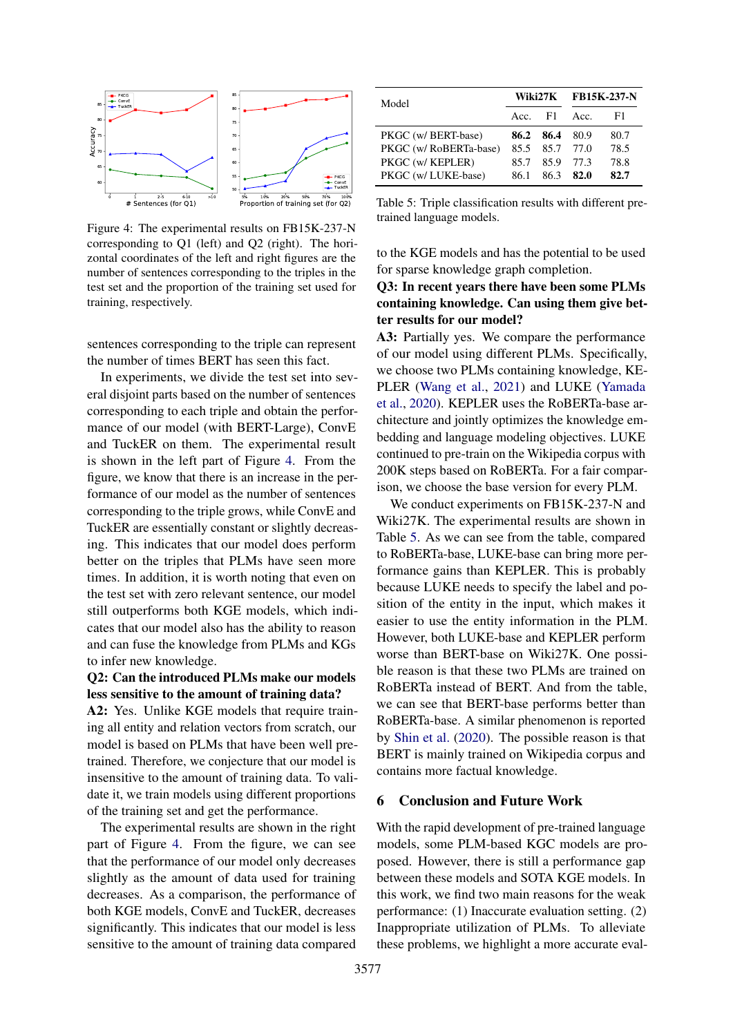Figure 4: The experimental results on FB15K-237-N corresponding to Q1 (left) and Q2 (right). The horizontal coordinates of the left and right figures are the number of sentences corresponding to the triples in the test set and the proportion of the training set used for training, respectively.

sentences corresponding to the triple can represent the number of times BERT has seen this fact.

In experiments, we divide the test set into several disjoint parts based on the number of sentences corresponding to each triple and obtain the performance of our model (with BERT-Large), ConvE and TuckER on them. The experimental result is shown in the left part of Figure 4. From the figure, we know that there is an increase in the performance of our model as the number of sentences corresponding to the triple grows, while ConvE and TuckER are essentially constant or slightly decreasing. This indicates that our model does perform better on the triples that PLMs have seen more times. In addition, it is worth noting that even on the test set with zero relevant sentence, our model still outperforms both KGE models, which indicates that our model also has the ability to reason and can fuse the knowledge from PLMs and KGs to infer new knowledge.

**Q2: Can the introduced PLMs make our models less sensitive to the amount of training data?**

**A2:** Yes. Unlike KGE models that require training all entity and relation vectors from scratch, our model is based on PLMs that have been well pre-trained. Therefore, we conjecture that our model is insensitive to the amount of training data. To validate it, we train models using different proportions of the training set and get the performance.

The experimental results are shown in the right part of Figure 4. From the figure, we can see that the performance of our model only decreases slightly as the amount of data used for training decreases. As a comparison, the performance of both KGE models, ConvE and TuckER, decreases significantly. This indicates that our model is less sensitive to the amount of training data compared to the KGE models and has the potential to be used for sparse knowledge graph completion.

| Model | Wiki27K | | FB15K-237-N | |
|---|---|---|---|---|
| | Acc. | F1 | Acc. | F1 |
| PKGC (w/ BERT-base) | **86.2** | **86.4** | 80.9 | 80.7 |
| PKGC (w/ RoBERTa-base) | 85.5 | 85.7 | 77.0 | 78.5 |
| PKGC (w/ KEPLER) | 85.7 | 85.9 | 77.3 | 78.8 |
| PKGC (w/ LUKE-base) | 86.1 | 86.3 | **82.0** | **82.7** |

Table 5: Triple classification results with different pre-trained language models.

**Q3: In recent years there have been some PLMs containing knowledge. Can using them give better results for our model?**

**A3:** Partially yes. We compare the performance of our model using different PLMs. Specifically, we choose two PLMs containing knowledge, KEPLER (Wang et al., 2021) and LUKE (Yamada et al., 2020). KEPLER uses the RoBERTa-base architecture and jointly optimizes the knowledge embedding and language modeling objectives. LUKE continued to pre-train on the Wikipedia corpus with 200K steps based on RoBERTa. For a fair comparison, we choose the base version for every PLM.

We conduct experiments on FB15K-237-N and Wiki27K. The experimental results are shown in Table 5. As we can see from the table, compared to RoBERTa-base, LUKE-base can bring more performance gains than KEPLER. This is probably because LUKE needs to specify the label and position of the entity in the input, which makes it easier to use the entity information in the PLM. However, both LUKE-base and KEPLER perform worse than BERT-base on Wiki27K. One possible reason is that these two PLMs are trained on RoBERTa instead of BERT. And from the table, we can see that BERT-base performs better than RoBERTa-base. A similar phenomenon is reported by Shin et al. (2020). The possible reason is that BERT is mainly trained on Wikipedia corpus and contains more factual knowledge.

## 6 Conclusion and Future Work

With the rapid development of pre-trained language models, some PLM-based KGC models are proposed. However, there is still a performance gap between these models and SOTA KGE models. In this work, we find two main reasons for the weak performance: (1) Inaccurate evaluation setting. (2) Inappropriate utilization of PLMs. To alleviate these problems, we highlight a more accurate eval-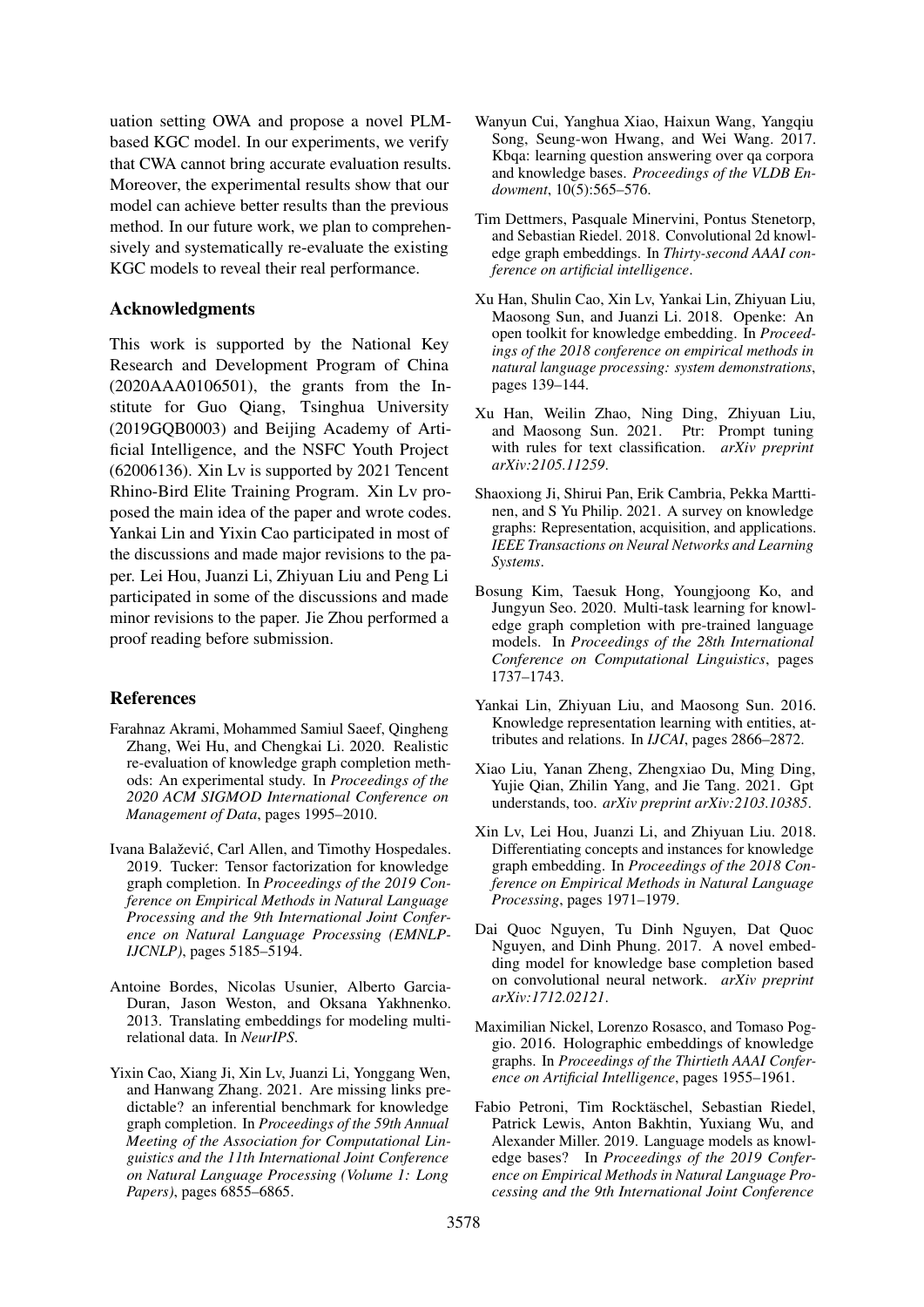uation setting OWA and propose a novel PLM-based KGC model. In our experiments, we verify that CWA cannot bring accurate evaluation results. Moreover, the experimental results show that our model can achieve better results than the previous method. In our future work, we plan to comprehensively and systematically re-evaluate the existing KGC models to reveal their real performance.

## Acknowledgments

This work is supported by the National Key Research and Development Program of China (2020AAA0106501), the grants from the Institute for Guo Qiang, Tsinghua University (2019GQB0003) and Beijing Academy of Artificial Intelligence, and the NSFC Youth Project (62006136). Xin Lv is supported by 2021 Tencent Rhino-Bird Elite Training Program. Xin Lv proposed the main idea of the paper and wrote codes. Yankai Lin and Yixin Cao participated in most of the discussions and made major revisions to the paper. Lei Hou, Juanzi Li, Zhiyuan Liu and Peng Li participated in some of the discussions and made minor revisions to the paper. Jie Zhou performed a proof reading before submission.

## References

Farahnaz Akrami, Mohammed Samiul Saeef, Qingheng Zhang, Wei Hu, and Chengkai Li. 2020. Realistic re-evaluation of knowledge graph completion methods: An experimental study. In *Proceedings of the 2020 ACM SIGMOD International Conference on Management of Data*, pages 1995–2010.

Ivana Balažević, Carl Allen, and Timothy Hospedales. 2019. Tucker: Tensor factorization for knowledge graph completion. In *Proceedings of the 2019 Conference on Empirical Methods in Natural Language Processing and the 9th International Joint Conference on Natural Language Processing (EMNLP-IJCNLP)*, pages 5185–5194.

Antoine Bordes, Nicolas Usunier, Alberto Garcia-Duran, Jason Weston, and Oksana Yakhnenko. 2013. Translating embeddings for modeling multi-relational data. In *NeurIPS*.

Yixin Cao, Xiang Ji, Xin Lv, Juanzi Li, Yonggang Wen, and Hanwang Zhang. 2021. Are missing links predictable? an inferential benchmark for knowledge graph completion. In *Proceedings of the 59th Annual Meeting of the Association for Computational Linguistics and the 11th International Joint Conference on Natural Language Processing (Volume 1: Long Papers)*, pages 6855–6865.

Wanyun Cui, Yanghua Xiao, Haixun Wang, Yangqiu Song, Seung-won Hwang, and Wei Wang. 2017. Kbqa: learning question answering over qa corpora and knowledge bases. *Proceedings of the VLDB Endowment*, 10(5):565–576.

Tim Dettmers, Pasquale Minervini, Pontus Stenetorp, and Sebastian Riedel. 2018. Convolutional 2d knowledge graph embeddings. In *Thirty-second AAAI conference on artificial intelligence*.

Xu Han, Shulin Cao, Xin Lv, Yankai Lin, Zhiyuan Liu, Maosong Sun, and Juanzi Li. 2018. Openke: An open toolkit for knowledge embedding. In *Proceedings of the 2018 conference on empirical methods in natural language processing: system demonstrations*, pages 139–144.

Xu Han, Weilin Zhao, Ning Ding, Zhiyuan Liu, and Maosong Sun. 2021. Ptr: Prompt tuning with rules for text classification. *arXiv preprint arXiv:2105.11259*.

Shaoxiong Ji, Shirui Pan, Erik Cambria, Pekka Marttinen, and S Yu Philip. 2021. A survey on knowledge graphs: Representation, acquisition, and applications. *IEEE Transactions on Neural Networks and Learning Systems*.

Bosung Kim, Taesuk Hong, Youngjoong Ko, and Jungyun Seo. 2020. Multi-task learning for knowledge graph completion with pre-trained language models. In *Proceedings of the 28th International Conference on Computational Linguistics*, pages 1737–1743.

Yankai Lin, Zhiyuan Liu, and Maosong Sun. 2016. Knowledge representation learning with entities, attributes and relations. In *IJCAI*, pages 2866–2872.

Xiao Liu, Yanan Zheng, Zhengxiao Du, Ming Ding, Yujie Qian, Zhilin Yang, and Jie Tang. 2021. Gpt understands, too. *arXiv preprint arXiv:2103.10385*.

Xin Lv, Lei Hou, Juanzi Li, and Zhiyuan Liu. 2018. Differentiating concepts and instances for knowledge graph embedding. In *Proceedings of the 2018 Conference on Empirical Methods in Natural Language Processing*, pages 1971–1979.

Dai Quoc Nguyen, Tu Dinh Nguyen, Dat Quoc Nguyen, and Dinh Phung. 2017. A novel embedding model for knowledge base completion based on convolutional neural network. *arXiv preprint arXiv:1712.02121*.

Maximilian Nickel, Lorenzo Rosasco, and Tomaso Poggio. 2016. Holographic embeddings of knowledge graphs. In *Proceedings of the Thirtieth AAAI Conference on Artificial Intelligence*, pages 1955–1961.

Fabio Petroni, Tim Rocktäschel, Sebastian Riedel, Patrick Lewis, Anton Bakhtin, Yuxiang Wu, and Alexander Miller. 2019. Language models as knowledge bases? In *Proceedings of the 2019 Conference on Empirical Methods in Natural Language Processing and the 9th International Joint Conference*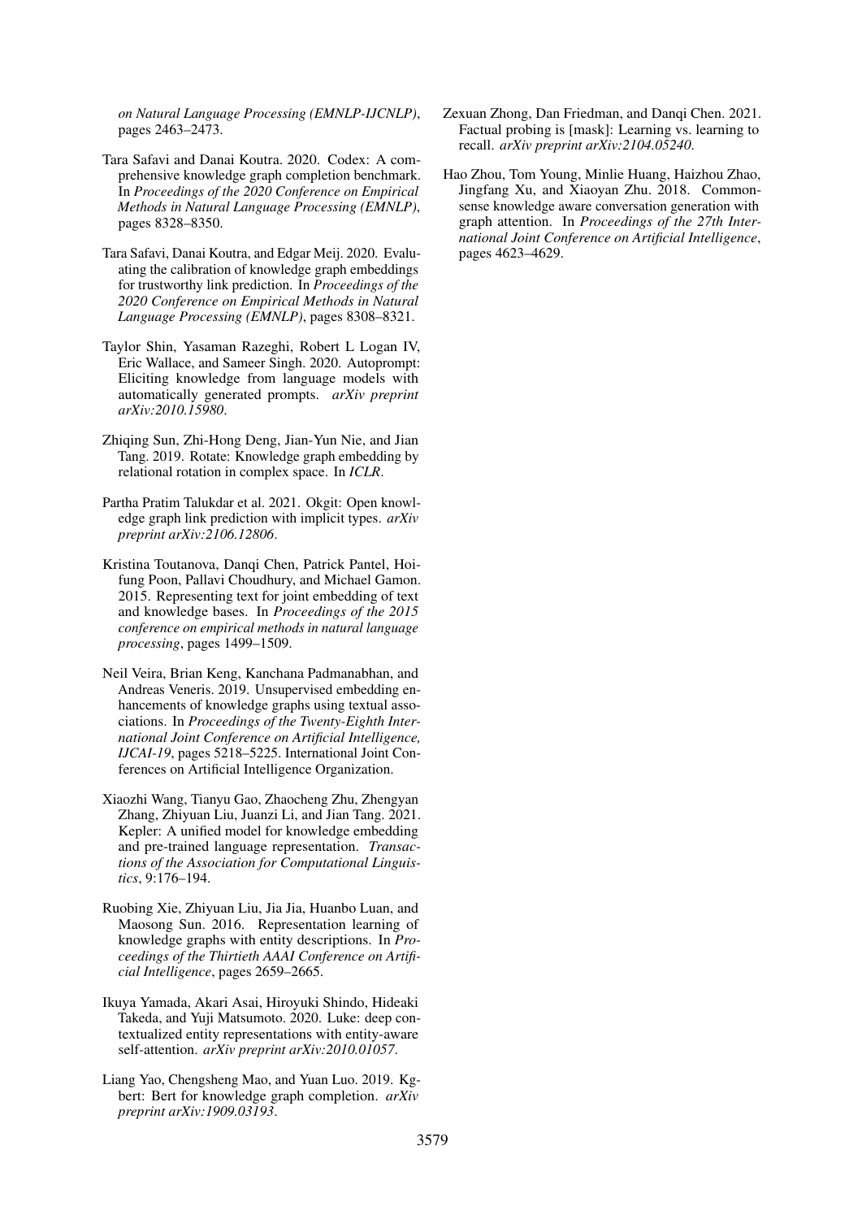*on Natural Language Processing (EMNLP-IJCNLP)*, pages 2463–2473.

Tara Safavi and Danai Koutra. 2020. Codex: A comprehensive knowledge graph completion benchmark. In *Proceedings of the 2020 Conference on Empirical Methods in Natural Language Processing (EMNLP)*, pages 8328–8350.

Tara Safavi, Danai Koutra, and Edgar Meij. 2020. Evaluating the calibration of knowledge graph embeddings for trustworthy link prediction. In *Proceedings of the 2020 Conference on Empirical Methods in Natural Language Processing (EMNLP)*, pages 8308–8321.

Taylor Shin, Yasaman Razeghi, Robert L Logan IV, Eric Wallace, and Sameer Singh. 2020. Autoprompt: Eliciting knowledge from language models with automatically generated prompts. *arXiv preprint arXiv:2010.15980*.

Zhiqing Sun, Zhi-Hong Deng, Jian-Yun Nie, and Jian Tang. 2019. Rotate: Knowledge graph embedding by relational rotation in complex space. In *ICLR*.

Partha Pratim Talukdar et al. 2021. Okgit: Open knowledge graph link prediction with implicit types. *arXiv preprint arXiv:2106.12806*.

Kristina Toutanova, Danqi Chen, Patrick Pantel, Hoifung Poon, Pallavi Choudhury, and Michael Gamon. 2015. Representing text for joint embedding of text and knowledge bases. In *Proceedings of the 2015 conference on empirical methods in natural language processing*, pages 1499–1509.

Neil Veira, Brian Keng, Kanchana Padmanabhan, and Andreas Veneris. 2019. Unsupervised embedding enhancements of knowledge graphs using textual associations. In *Proceedings of the Twenty-Eighth International Joint Conference on Artificial Intelligence, IJCAI-19*, pages 5218–5225. International Joint Conferences on Artificial Intelligence Organization.

Xiaozhi Wang, Tianyu Gao, Zhaocheng Zhu, Zhengyan Zhang, Zhiyuan Liu, Juanzi Li, and Jian Tang. 2021. Kepler: A unified model for knowledge embedding and pre-trained language representation. *Transactions of the Association for Computational Linguistics*, 9:176–194.

Ruobing Xie, Zhiyuan Liu, Jia Jia, Huanbo Luan, and Maosong Sun. 2016. Representation learning of knowledge graphs with entity descriptions. In *Proceedings of the Thirtieth AAAI Conference on Artificial Intelligence*, pages 2659–2665.

Ikuya Yamada, Akari Asai, Hiroyuki Shindo, Hideaki Takeda, and Yuji Matsumoto. 2020. Luke: deep contextualized entity representations with entity-aware self-attention. *arXiv preprint arXiv:2010.01057*.

Liang Yao, Chengsheng Mao, and Yuan Luo. 2019. Kg-bert: Bert for knowledge graph completion. *arXiv preprint arXiv:1909.03193*.

Zexuan Zhong, Dan Friedman, and Danqi Chen. 2021. Factual probing is [mask]: Learning vs. learning to recall. *arXiv preprint arXiv:2104.05240*.

Hao Zhou, Tom Young, Minlie Huang, Haizhou Zhao, Jingfang Xu, and Xiaoyan Zhu. 2018. Commonsense knowledge aware conversation generation with graph attention. In *Proceedings of the 27th International Joint Conference on Artificial Intelligence*, pages 4623–4629.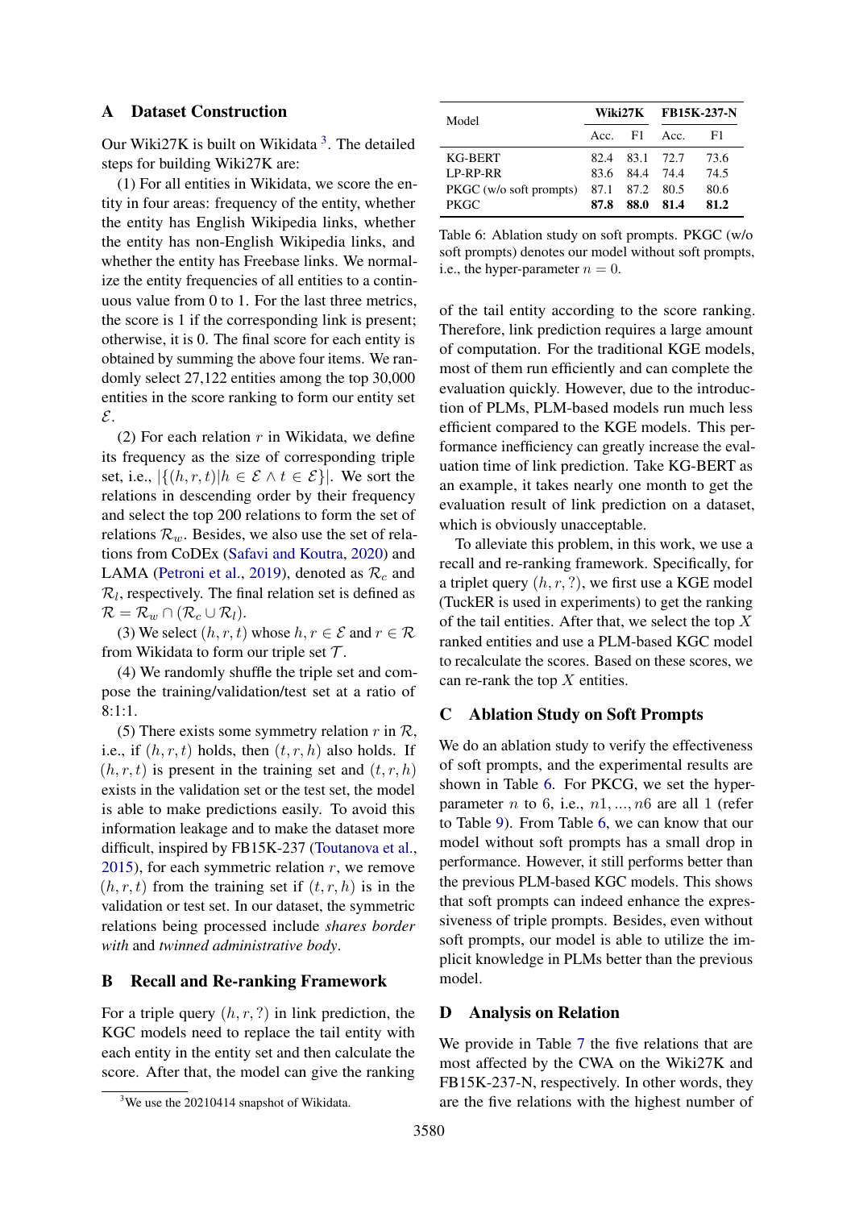## A Dataset Construction

Our Wiki27K is built on Wikidata [3]. The detailed steps for building Wiki27K are:

(1) For all entities in Wikidata, we score the entity in four areas: frequency of the entity, whether the entity has English Wikipedia links, whether the entity has non-English Wikipedia links, and whether the entity has Freebase links. We normalize the entity frequencies of all entities to a continuous value from 0 to 1. For the last three metrics, the score is 1 if the corresponding link is present; otherwise, it is 0. The final score for each entity is obtained by summing the above four items. We randomly select 27,122 entities among the top 30,000 entities in the score ranking to form our entity set $\mathcal{E}$.

(2) For each relation $r$ in Wikidata, we define its frequency as the size of corresponding triple set, i.e., $|\{(h,r,t)|h \in \mathcal{E} \wedge t \in \mathcal{E}\}|$. We sort the relations in descending order by their frequency and select the top 200 relations to form the set of relations $\mathcal{R}_w$. Besides, we also use the set of relations from CoDEx (Safavi and Koutra, 2020) and LAMA (Petroni et al., 2019), denoted as $\mathcal{R}_c$ and $\mathcal{R}_l$, respectively. The final relation set is defined as $\mathcal{R} = \mathcal{R}_w \cap (\mathcal{R}_c \cup \mathcal{R}_l)$.

(3) We select $(h, r, t)$ whose $h, r \in \mathcal{E}$ and $r \in \mathcal{R}$ from Wikidata to form our triple set $\mathcal{T}$.

(4) We randomly shuffle the triple set and compose the training/validation/test set at a ratio of 8:1:1.

(5) There exists some symmetry relation $r$ in $\mathcal{R}$, i.e., if $(h, r, t)$ holds, then $(t, r, h)$ also holds. If $(h, r, t)$ is present in the training set and $(t, r, h)$ exists in the validation set or the test set, the model is able to make predictions easily. To avoid this information leakage and to make the dataset more difficult, inspired by FB15K-237 (Toutanova et al., 2015), for each symmetric relation $r$, we remove $(h, r, t)$ from the training set if $(t, r, h)$ is in the validation or test set. In our dataset, the symmetric relations being processed include *shares border with* and *twinned administrative body*.

## B Recall and Re-ranking Framework

For a triple query $(h, r, ?)$ in link prediction, the KGC models need to replace the tail entity with each entity in the entity set and then calculate the score. After that, the model can give the ranking of the tail entity according to the score ranking. Therefore, link prediction requires a large amount of computation. For the traditional KGE models, most of them run efficiently and can complete the evaluation quickly. However, due to the introduction of PLMs, PLM-based models run much less efficient compared to the KGE models. This performance inefficiency can greatly increase the evaluation time of link prediction. Take KG-BERT as an example, it takes nearly one month to get the evaluation result of link prediction on a dataset, which is obviously unacceptable.

To alleviate this problem, in this work, we use a recall and re-ranking framework. Specifically, for a triplet query $(h, r, ?)$, we first use a KGE model (TuckER is used in experiments) to get the ranking of the tail entities. After that, we select the top $X$ ranked entities and use a PLM-based KGC model to recalculate the scores. Based on these scores, we can re-rank the top $X$ entities.

[3] We use the 20210414 snapshot of Wikidata.

| Model | Wiki27K | | FB15K-237-N | |
|---|---|---|---|---|
| | Acc. | F1 | Acc. | F1 |
| KG-BERT | 82.4 | 83.1 | 72.7 | 73.6 |
| LP-RP-RR | 83.6 | 84.4 | 74.4 | 74.5 |
| PKGC (w/o soft prompts) | 87.1 | 87.2 | 80.5 | 80.6 |
| PKGC | **87.8** | **88.0** | **81.4** | **81.2** |

Table 6: Ablation study on soft prompts. PKGC (w/o soft prompts) denotes our model without soft prompts, i.e., the hyper-parameter $n = 0$.

## C Ablation Study on Soft Prompts

We do an ablation study to verify the effectiveness of soft prompts, and the experimental results are shown in Table 6. For PKCG, we set the hyper-parameter $n$ to 6, i.e., $n1, ..., n6$ are all 1 (refer to Table 9). From Table 6, we can know that our model without soft prompts has a small drop in performance. However, it still performs better than the previous PLM-based KGC models. This shows that soft prompts can indeed enhance the expressiveness of triple prompts. Besides, even without soft prompts, our model is able to utilize the implicit knowledge in PLMs better than the previous model.

## D Analysis on Relation

We provide in Table 7 the five relations that are most affected by the CWA on the Wiki27K and FB15K-237-N, respectively. In other words, they are the five relations with the highest number of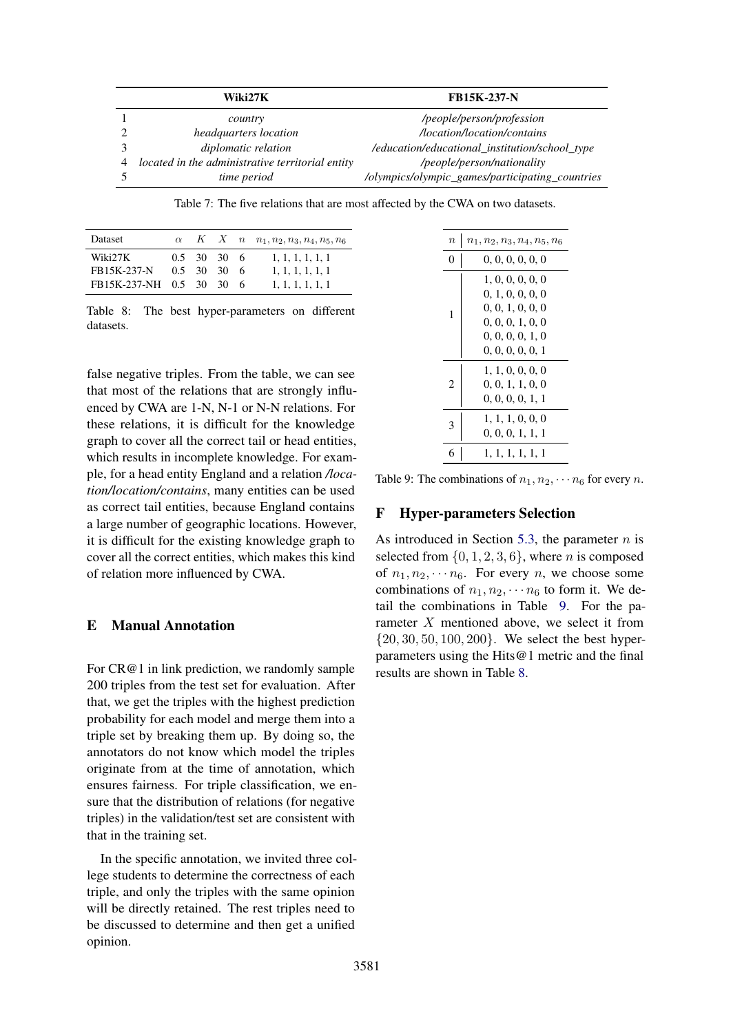| | Wiki27K | FB15K-237-N |
|---|---|---|
| 1 | *country* | */people/person/profession* |
| 2 | *headquarters location* | */location/location/contains* |
| 3 | *diplomatic relation* | */education/educational_institution/school_type* |
| 4 | *located in the administrative territorial entity* | */people/person/nationality* |
| 5 | *time period* | */olympics/olympic_games/participating_countries* |

Table 7: The five relations that are most affected by the CWA on two datasets.

| Dataset | $\alpha$ | $K$ | $X$ | $n$ | $n_1, n_2, n_3, n_4, n_5, n_6$ |
|---|---|---|---|---|---|
| Wiki27K | 0.5 | 30 | 30 | 6 | 1, 1, 1, 1, 1, 1 |
| FB15K-237-N | 0.5 | 30 | 30 | 6 | 1, 1, 1, 1, 1, 1 |
| FB15K-237-NH | 0.5 | 30 | 30 | 6 | 1, 1, 1, 1, 1, 1 |

Table 8: The best hyper-parameters on different datasets.

false negative triples. From the table, we can see that most of the relations that are strongly influenced by CWA are 1-N, N-1 or N-N relations. For these relations, it is difficult for the knowledge graph to cover all the correct tail or head entities, which results in incomplete knowledge. For example, for a head entity England and a relation */location/location/contains*, many entities can be used as correct tail entities, because England contains a large number of geographic locations. However, it is difficult for the existing knowledge graph to cover all the correct entities, which makes this kind of relation more influenced by CWA.

## E Manual Annotation

For CR@1 in link prediction, we randomly sample 200 triples from the test set for evaluation. After that, we get the triples with the highest prediction probability for each model and merge them into a triple set by breaking them up. By doing so, the annotators do not know which model the triples originate from at the time of annotation, which ensures fairness. For triple classification, we ensure that the distribution of relations (for negative triples) in the validation/test set are consistent with that in the training set.

In the specific annotation, we invited three college students to determine the correctness of each triple, and only the triples with the same opinion will be directly retained. The rest triples need to be discussed to determine and then get a unified opinion.

| $n$ | $n_1, n_2, n_3, n_4, n_5, n_6$ |
|---|---|
| 0 | 0, 0, 0, 0, 0, 0 |
| 1 | 1, 0, 0, 0, 0, 0 |
| | 0, 1, 0, 0, 0, 0 |
| | 0, 0, 1, 0, 0, 0 |
| | 0, 0, 0, 1, 0, 0 |
| | 0, 0, 0, 0, 1, 0 |
| | 0, 0, 0, 0, 0, 1 |
| 2 | 1, 1, 0, 0, 0, 0 |
| | 0, 0, 1, 1, 0, 0 |
| | 0, 0, 0, 0, 1, 1 |
| 3 | 1, 1, 1, 0, 0, 0 |
| | 0, 0, 0, 1, 1, 1 |
| 6 | 1, 1, 1, 1, 1, 1 |

Table 9: The combinations of $n_1, n_2, \cdots n_6$ for every $n$.

## F Hyper-parameters Selection

As introduced in Section 5.3, the parameter $n$ is selected from $\{0, 1, 2, 3, 6\}$, where $n$ is composed of $n_1, n_2, \cdots n_6$. For every $n$, we choose some combinations of $n_1, n_2, \cdots n_6$ to form it. We detail the combinations in Table 9. For the parameter $X$ mentioned above, we select it from $\{20, 30, 50, 100, 200\}$. We select the best hyper-parameters using the Hits@1 metric and the final results are shown in Table 8.